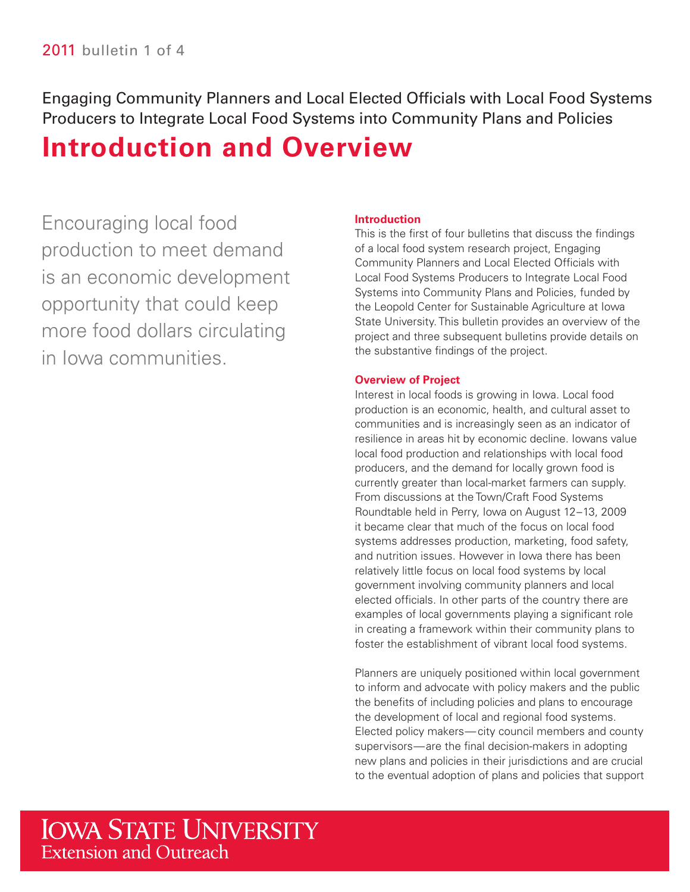2011 bulletin 1 of 4

Engaging Community Planners and Local Elected Officials with Local Food Systems Producers to Integrate Local Food Systems into Community Plans and Policies

# Introduction and Overview

Encouraging local food production to meet demand is an economic development opportunity that could keep more food dollars circulating in Iowa communities.

## Introduction

This is the first of four bulletins that discuss the findings of a local food system research project, Engaging Community Planners and Local Elected Officials with Local Food Systems Producers to Integrate Local Food Systems into Community Plans and Policies, funded by the Leopold Center for Sustainable Agriculture at Iowa State University. This bulletin provides an overview of the project and three subsequent bulletins provide details on the substantive findings of the project.

## Overview of Project

Interest in local foods is growing in Iowa. Local food production is an economic, health, and cultural asset to communities and is increasingly seen as an indicator of resilience in areas hit by economic decline. Iowans value local food production and relationships with local food producers, and the demand for locally grown food is currently greater than local-market farmers can supply. From discussions at the Town/Craft Food Systems Roundtable held in Perry, Iowa on August 12–13, 2009 it became clear that much of the focus on local food systems addresses production, marketing, food safety, and nutrition issues. However in Iowa there has been relatively little focus on local food systems by local government involving community planners and local elected officials. In other parts of the country there are examples of local governments playing a significant role in creating a framework within their community plans to foster the establishment of vibrant local food systems.

Planners are uniquely positioned within local government to inform and advocate with policy makers and the public the benefits of including policies and plans to encourage the development of local and regional food systems. Elected policy makers—city council members and county supervisors—are the final decision-makers in adopting new plans and policies in their jurisdictions and are crucial to the eventual adoption of plans and policies that support

Iowa State University Extension and Outreach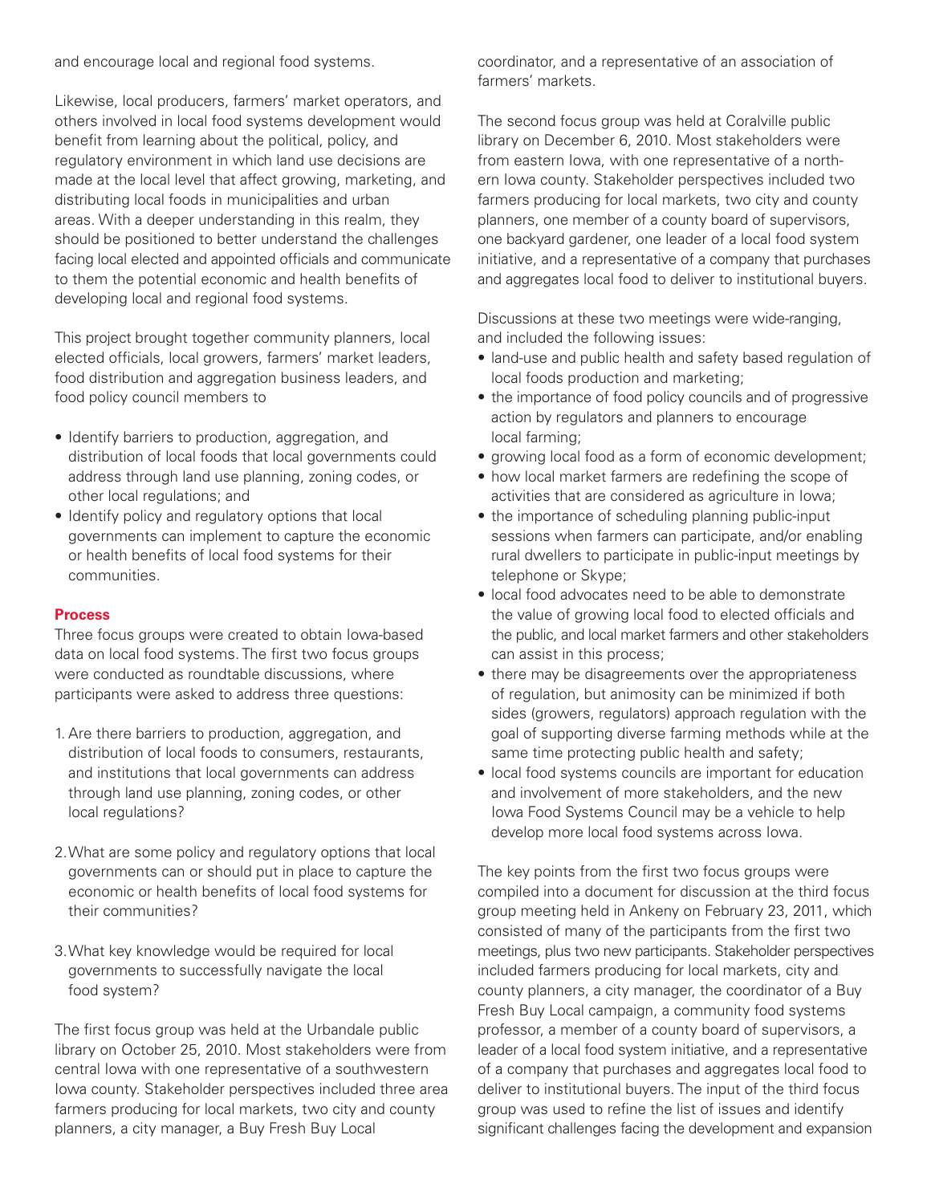and encourage local and regional food systems.

Likewise, local producers, farmers' market operators, and others involved in local food systems development would benefit from learning about the political, policy, and regulatory environment in which land use decisions are made at the local level that affect growing, marketing, and distributing local foods in municipalities and urban areas. With a deeper understanding in this realm, they should be positioned to better understand the challenges facing local elected and appointed officials and communicate to them the potential economic and health benefits of developing local and regional food systems.

This project brought together community planners, local elected officials, local growers, farmers' market leaders, food distribution and aggregation business leaders, and food policy council members to

- Identify barriers to production, aggregation, and distribution of local foods that local governments could address through land use planning, zoning codes, or other local regulations; and
- Identify policy and regulatory options that local governments can implement to capture the economic or health benefits of local food systems for their communities.

## Process

Three focus groups were created to obtain Iowa-based data on local food systems. The first two focus groups were conducted as roundtable discussions, where participants were asked to address three questions:

1. Are there barriers to production, aggregation, and distribution of local foods to consumers, restaurants, and institutions that local governments can address through land use planning, zoning codes, or other local regulations?
2. What are some policy and regulatory options that local governments can or should put in place to capture the economic or health benefits of local food systems for their communities?
3. What key knowledge would be required for local governments to successfully navigate the local food system?

The first focus group was held at the Urbandale public library on October 25, 2010. Most stakeholders were from central Iowa with one representative of a southwestern Iowa county. Stakeholder perspectives included three area farmers producing for local markets, two city and county planners, a city manager, a Buy Fresh Buy Local coordinator, and a representative of an association of farmers' markets.

The second focus group was held at Coralville public library on December 6, 2010. Most stakeholders were from eastern Iowa, with one representative of a northern Iowa county. Stakeholder perspectives included two farmers producing for local markets, two city and county planners, one member of a county board of supervisors, one backyard gardener, one leader of a local food system initiative, and a representative of a company that purchases and aggregates local food to deliver to institutional buyers.

Discussions at these two meetings were wide-ranging, and included the following issues:

- land-use and public health and safety based regulation of local foods production and marketing;
- the importance of food policy councils and of progressive action by regulators and planners to encourage local farming;
- growing local food as a form of economic development;
- how local market farmers are redefining the scope of activities that are considered as agriculture in Iowa;
- the importance of scheduling planning public-input sessions when farmers can participate, and/or enabling rural dwellers to participate in public-input meetings by telephone or Skype;
- local food advocates need to be able to demonstrate the value of growing local food to elected officials and the public, and local market farmers and other stakeholders can assist in this process;
- there may be disagreements over the appropriateness of regulation, but animosity can be minimized if both sides (growers, regulators) approach regulation with the goal of supporting diverse farming methods while at the same time protecting public health and safety;
- local food systems councils are important for education and involvement of more stakeholders, and the new Iowa Food Systems Council may be a vehicle to help develop more local food systems across Iowa.

The key points from the first two focus groups were compiled into a document for discussion at the third focus group meeting held in Ankeny on February 23, 2011, which consisted of many of the participants from the first two meetings, plus two new participants. Stakeholder perspectives included farmers producing for local markets, city and county planners, a city manager, the coordinator of a Buy Fresh Buy Local campaign, a community food systems professor, a member of a county board of supervisors, a leader of a local food system initiative, and a representative of a company that purchases and aggregates local food to deliver to institutional buyers. The input of the third focus group was used to refine the list of issues and identify significant challenges facing the development and expansion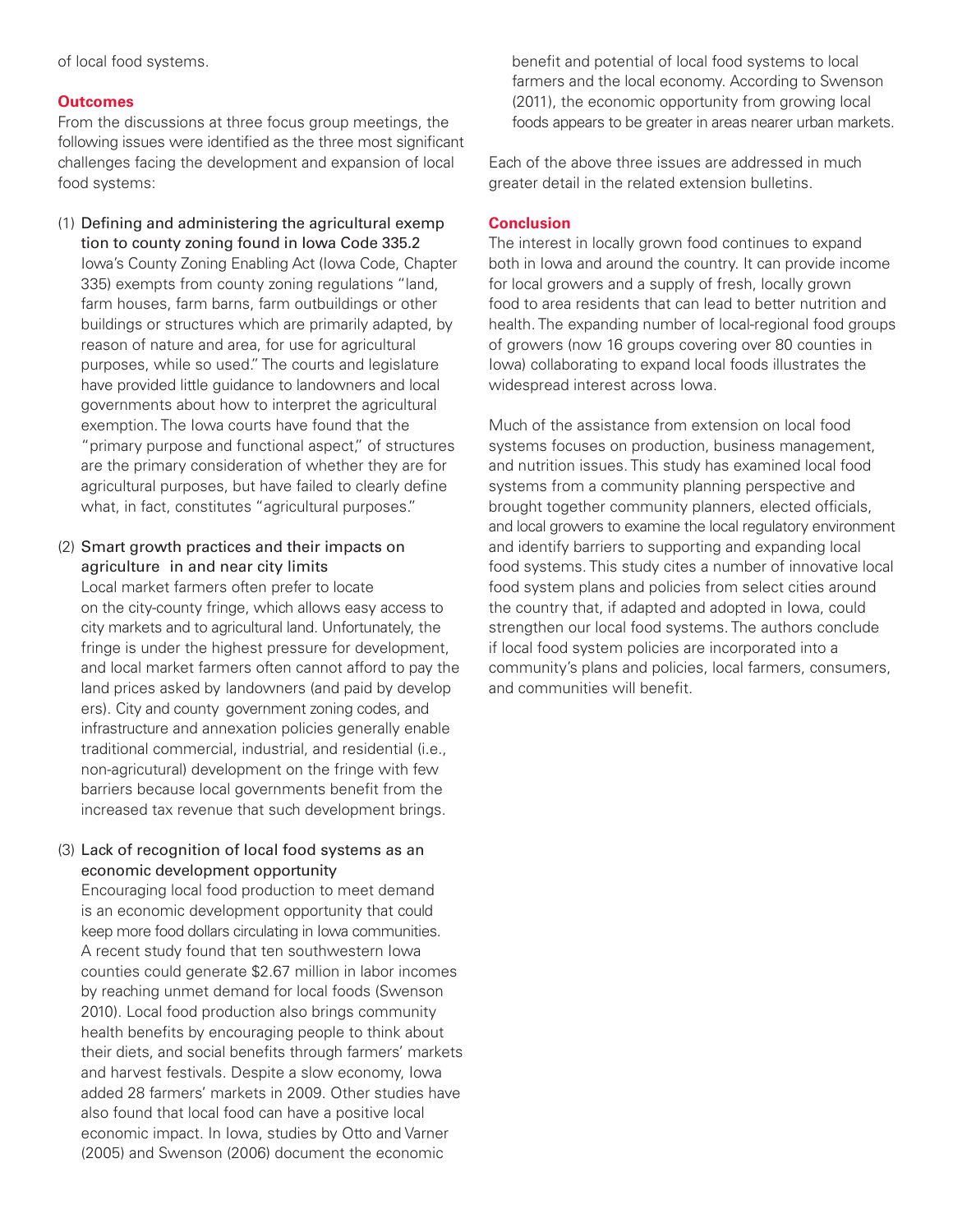of local food systems.

## Outcomes

From the discussions at three focus group meetings, the following issues were identified as the three most significant challenges facing the development and expansion of local food systems:

(1) Defining and administering the agricultural exemption to county zoning found in Iowa Code 335.2
Iowa's County Zoning Enabling Act (Iowa Code, Chapter 335) exempts from county zoning regulations "land, farm houses, farm barns, farm outbuildings or other buildings or structures which are primarily adapted, by reason of nature and area, for use for agricultural purposes, while so used." The courts and legislature have provided little guidance to landowners and local governments about how to interpret the agricultural exemption. The Iowa courts have found that the "primary purpose and functional aspect," of structures are the primary consideration of whether they are for agricultural purposes, but have failed to clearly define what, in fact, constitutes "agricultural purposes."

(2) Smart growth practices and their impacts on agriculture in and near city limits
Local market farmers often prefer to locate on the city-county fringe, which allows easy access to city markets and to agricultural land. Unfortunately, the fringe is under the highest pressure for development, and local market farmers often cannot afford to pay the land prices asked by landowners (and paid by developers). City and county government zoning codes, and infrastructure and annexation policies generally enable traditional commercial, industrial, and residential (i.e., non-agricutural) development on the fringe with few barriers because local governments benefit from the increased tax revenue that such development brings.

(3) Lack of recognition of local food systems as an economic development opportunity
Encouraging local food production to meet demand is an economic development opportunity that could keep more food dollars circulating in Iowa communities. A recent study found that ten southwestern Iowa counties could generate $2.67 million in labor incomes by reaching unmet demand for local foods (Swenson 2010). Local food production also brings community health benefits by encouraging people to think about their diets, and social benefits through farmers' markets and harvest festivals. Despite a slow economy, Iowa added 28 farmers' markets in 2009. Other studies have also found that local food can have a positive local economic impact. In Iowa, studies by Otto and Varner (2005) and Swenson (2006) document the economic benefit and potential of local food systems to local farmers and the local economy. According to Swenson (2011), the economic opportunity from growing local foods appears to be greater in areas nearer urban markets.

Each of the above three issues are addressed in much greater detail in the related extension bulletins.

## Conclusion

The interest in locally grown food continues to expand both in Iowa and around the country. It can provide income for local growers and a supply of fresh, locally grown food to area residents that can lead to better nutrition and health. The expanding number of local-regional food groups of growers (now 16 groups covering over 80 counties in Iowa) collaborating to expand local foods illustrates the widespread interest across Iowa.

Much of the assistance from extension on local food systems focuses on production, business management, and nutrition issues. This study has examined local food systems from a community planning perspective and brought together community planners, elected officials, and local growers to examine the local regulatory environment and identify barriers to supporting and expanding local food systems. This study cites a number of innovative local food system plans and policies from select cities around the country that, if adapted and adopted in Iowa, could strengthen our local food systems. The authors conclude if local food system policies are incorporated into a community's plans and policies, local farmers, consumers, and communities will benefit.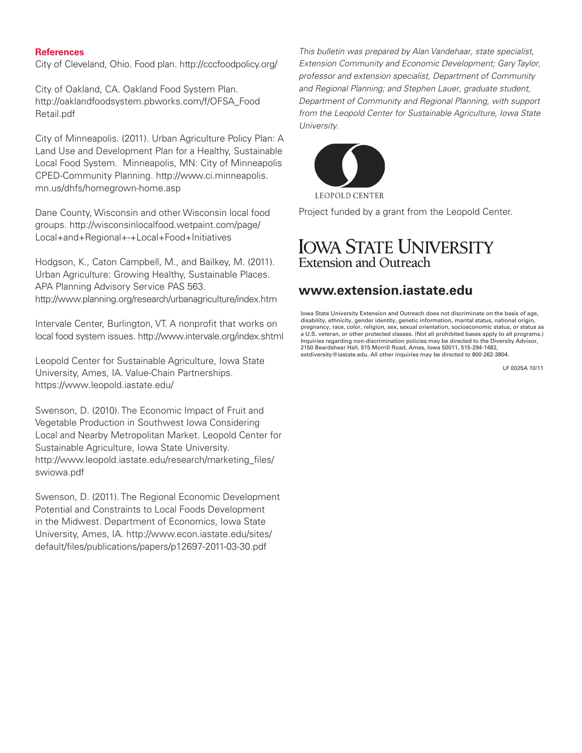## References

City of Cleveland, Ohio. Food plan. http://cccfoodpolicy.org/

City of Oakland, CA. Oakland Food System Plan. http://oaklandfoodsystem.pbworks.com/f/OFSA_Food Retail.pdf

City of Minneapolis. (2011). Urban Agriculture Policy Plan: A Land Use and Development Plan for a Healthy, Sustainable Local Food System. Minneapolis, MN: City of Minneapolis CPED-Community Planning. http://www.ci.minneapolis.mn.us/dhfs/homegrown-home.asp

Dane County, Wisconsin and other Wisconsin local food groups. http://wisconsinlocalfood.wetpaint.com/page/Local+and+Regional+-+Local+Food+Initiatives

Hodgson, K., Caton Campbell, M., and Bailkey, M. (2011). Urban Agriculture: Growing Healthy, Sustainable Places. APA Planning Advisory Service PAS 563. http://www.planning.org/research/urbanagriculture/index.htm

Intervale Center, Burlington, VT. A nonprofit that works on local food system issues. http://www.intervale.org/index.shtml

Leopold Center for Sustainable Agriculture, Iowa State University, Ames, IA. Value-Chain Partnerships. https://www.leopold.iastate.edu/

Swenson, D. (2010). The Economic Impact of Fruit and Vegetable Production in Southwest Iowa Considering Local and Nearby Metropolitan Market. Leopold Center for Sustainable Agriculture, Iowa State University. http://www.leopold.iastate.edu/research/marketing_files/swiowa.pdf

Swenson, D. (2011). The Regional Economic Development Potential and Constraints to Local Foods Development in the Midwest. Department of Economics, Iowa State University, Ames, IA. http://www.econ.iastate.edu/sites/default/files/publications/papers/p12697-2011-03-30.pdf

*This bulletin was prepared by Alan Vandehaar, state specialist, Extension Community and Economic Development; Gary Taylor, professor and extension specialist, Department of Community and Regional Planning; and Stephen Lauer, graduate student, Department of Community and Regional Planning, with support from the Leopold Center for Sustainable Agriculture, Iowa State University.*

LEOPOLD CENTER

Project funded by a grant from the Leopold Center.

IOWA STATE UNIVERSITY
Extension and Outreach

**www.extension.iastate.edu**

Iowa State University Extension and Outreach does not discriminate on the basis of age, disability, ethnicity, gender identity, genetic information, marital status, national origin, pregnancy, race, color, religion, sex, sexual orientation, socioeconomic status, or status as a U.S. veteran, or other protected classes. (Not all prohibited bases apply to all programs.) Inquiries regarding non-discrimination policies may be directed to the Diversity Advisor, 2150 Beardshear Hall, 515 Morrill Road, Ames, Iowa 50011, 515-294-1482, extdiversity@iastate.edu. All other inquiries may be directed to 800-262-3804.

LF 0025A 10/11